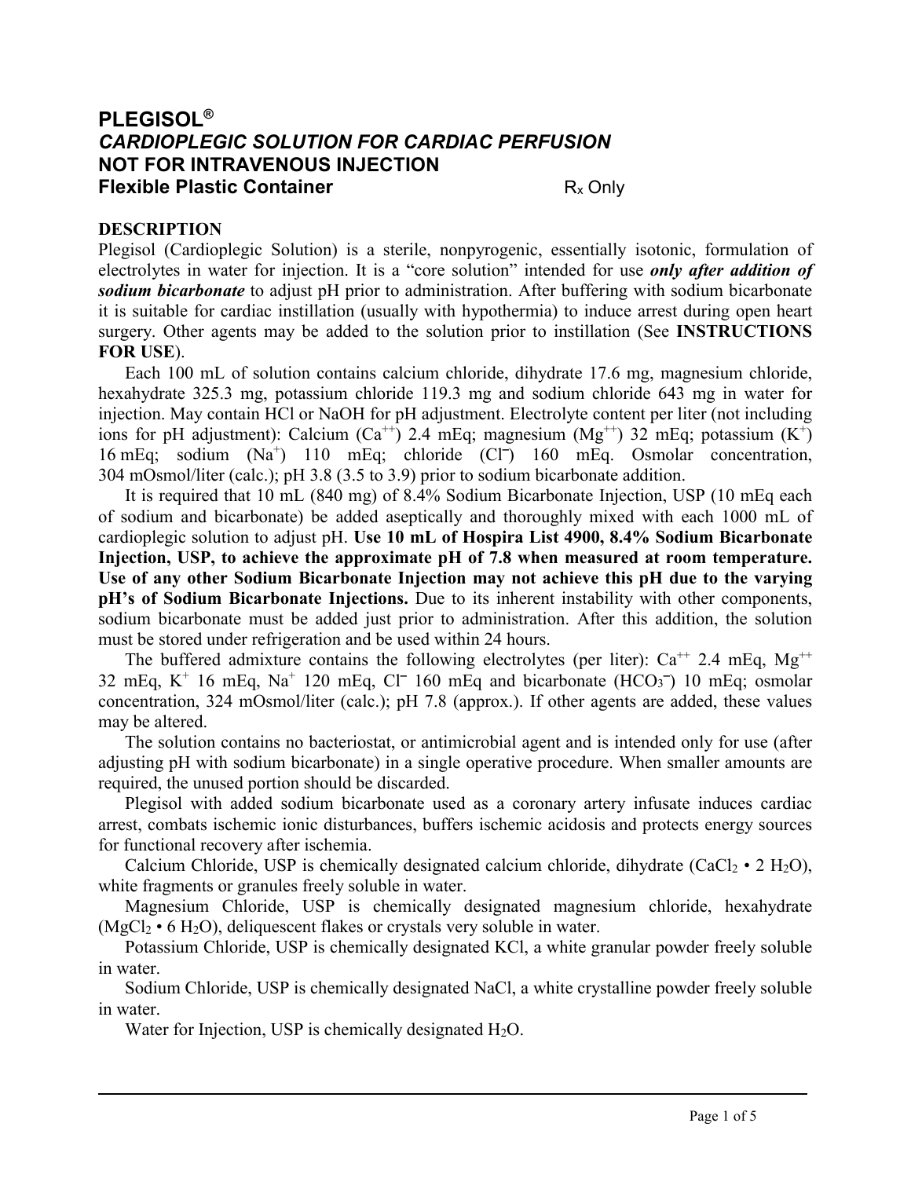# PLEGISOL®
## *CARDIOPLEGIC SOLUTION FOR CARDIAC PERFUSION*
## NOT FOR INTRAVENOUS INJECTION
## Flexible Plastic Container — $R_x$ Only

**DESCRIPTION**

Plegisol (Cardioplegic Solution) is a sterile, nonpyrogenic, essentially isotonic, formulation of electrolytes in water for injection. It is a "core solution" intended for use ***only after addition of sodium bicarbonate*** to adjust pH prior to administration. After buffering with sodium bicarbonate it is suitable for cardiac instillation (usually with hypothermia) to induce arrest during open heart surgery. Other agents may be added to the solution prior to instillation (See **INSTRUCTIONS FOR USE**).

Each 100 mL of solution contains calcium chloride, dihydrate 17.6 mg, magnesium chloride, hexahydrate 325.3 mg, potassium chloride 119.3 mg and sodium chloride 643 mg in water for injection. May contain HCl or NaOH for pH adjustment. Electrolyte content per liter (not including ions for pH adjustment): Calcium ($Ca^{++}$) 2.4 mEq; magnesium ($Mg^{++}$) 32 mEq; potassium ($K^{+}$) 16 mEq; sodium ($Na^{+}$) 110 mEq; chloride ($Cl^{-}$) 160 mEq. Osmolar concentration, 304 mOsmol/liter (calc.); pH 3.8 (3.5 to 3.9) prior to sodium bicarbonate addition.

It is required that 10 mL (840 mg) of 8.4% Sodium Bicarbonate Injection, USP (10 mEq each of sodium and bicarbonate) be added aseptically and thoroughly mixed with each 1000 mL of cardioplegic solution to adjust pH. **Use 10 mL of Hospira List 4900, 8.4% Sodium Bicarbonate Injection, USP, to achieve the approximate pH of 7.8 when measured at room temperature. Use of any other Sodium Bicarbonate Injection may not achieve this pH due to the varying pH's of Sodium Bicarbonate Injections.** Due to its inherent instability with other components, sodium bicarbonate must be added just prior to administration. After this addition, the solution must be stored under refrigeration and be used within 24 hours.

The buffered admixture contains the following electrolytes (per liter): $Ca^{++}$ 2.4 mEq, $Mg^{++}$ 32 mEq, $K^{+}$ 16 mEq, $Na^{+}$ 120 mEq, $Cl^{-}$ 160 mEq and bicarbonate ($HCO_3^{-}$) 10 mEq; osmolar concentration, 324 mOsmol/liter (calc.); pH 7.8 (approx.). If other agents are added, these values may be altered.

The solution contains no bacteriostat, or antimicrobial agent and is intended only for use (after adjusting pH with sodium bicarbonate) in a single operative procedure. When smaller amounts are required, the unused portion should be discarded.

Plegisol with added sodium bicarbonate used as a coronary artery infusate induces cardiac arrest, combats ischemic ionic disturbances, buffers ischemic acidosis and protects energy sources for functional recovery after ischemia.

Calcium Chloride, USP is chemically designated calcium chloride, dihydrate ($CaCl_2 \cdot 2 H_2O$), white fragments or granules freely soluble in water.

Magnesium Chloride, USP is chemically designated magnesium chloride, hexahydrate ($MgCl_2 \cdot 6 H_2O$), deliquescent flakes or crystals very soluble in water.

Potassium Chloride, USP is chemically designated KCl, a white granular powder freely soluble in water.

Sodium Chloride, USP is chemically designated NaCl, a white crystalline powder freely soluble in water.

Water for Injection, USP is chemically designated $H_2O$.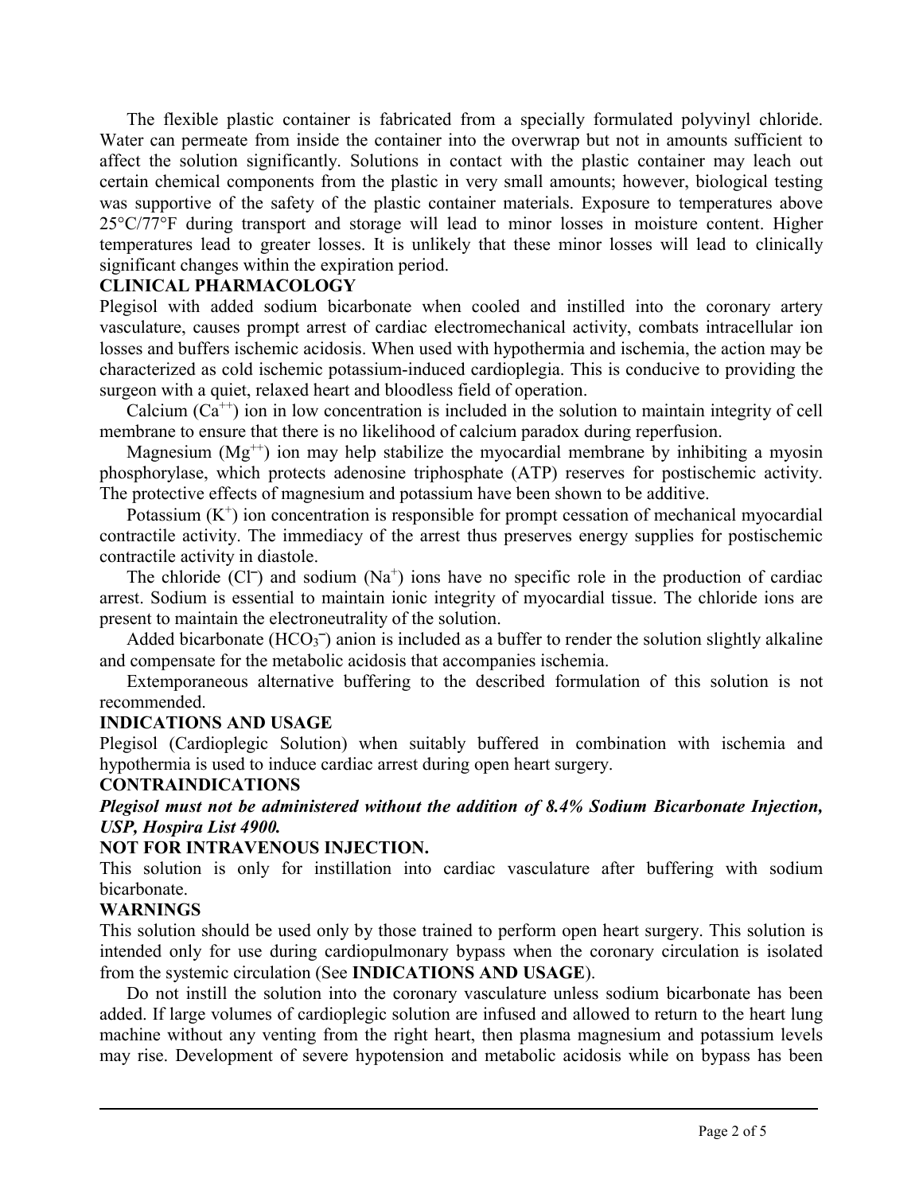The flexible plastic container is fabricated from a specially formulated polyvinyl chloride. Water can permeate from inside the container into the overwrap but not in amounts sufficient to affect the solution significantly. Solutions in contact with the plastic container may leach out certain chemical components from the plastic in very small amounts; however, biological testing was supportive of the safety of the plastic container materials. Exposure to temperatures above 25°C/77°F during transport and storage will lead to minor losses in moisture content. Higher temperatures lead to greater losses. It is unlikely that these minor losses will lead to clinically significant changes within the expiration period.

## CLINICAL PHARMACOLOGY

Plegisol with added sodium bicarbonate when cooled and instilled into the coronary artery vasculature, causes prompt arrest of cardiac electromechanical activity, combats intracellular ion losses and buffers ischemic acidosis. When used with hypothermia and ischemia, the action may be characterized as cold ischemic potassium-induced cardioplegia. This is conducive to providing the surgeon with a quiet, relaxed heart and bloodless field of operation.

Calcium ($Ca^{++}$) ion in low concentration is included in the solution to maintain integrity of cell membrane to ensure that there is no likelihood of calcium paradox during reperfusion.

Magnesium ($Mg^{++}$) ion may help stabilize the myocardial membrane by inhibiting a myosin phosphorylase, which protects adenosine triphosphate (ATP) reserves for postischemic activity. The protective effects of magnesium and potassium have been shown to be additive.

Potassium ($K^{+}$) ion concentration is responsible for prompt cessation of mechanical myocardial contractile activity. The immediacy of the arrest thus preserves energy supplies for postischemic contractile activity in diastole.

The chloride ($Cl^{-}$) and sodium ($Na^{+}$) ions have no specific role in the production of cardiac arrest. Sodium is essential to maintain ionic integrity of myocardial tissue. The chloride ions are present to maintain the electroneutrality of the solution.

Added bicarbonate ($HCO_3^{-}$) anion is included as a buffer to render the solution slightly alkaline and compensate for the metabolic acidosis that accompanies ischemia.

Extemporaneous alternative buffering to the described formulation of this solution is not recommended.

## INDICATIONS AND USAGE

Plegisol (Cardioplegic Solution) when suitably buffered in combination with ischemia and hypothermia is used to induce cardiac arrest during open heart surgery.

## CONTRAINDICATIONS

***Plegisol must not be administered without the addition of 8.4% Sodium Bicarbonate Injection, USP, Hospira List 4900.***

**NOT FOR INTRAVENOUS INJECTION.**

This solution is only for instillation into cardiac vasculature after buffering with sodium bicarbonate.

## WARNINGS

This solution should be used only by those trained to perform open heart surgery. This solution is intended only for use during cardiopulmonary bypass when the coronary circulation is isolated from the systemic circulation (See **INDICATIONS AND USAGE**).

Do not instill the solution into the coronary vasculature unless sodium bicarbonate has been added. If large volumes of cardioplegic solution are infused and allowed to return to the heart lung machine without any venting from the right heart, then plasma magnesium and potassium levels may rise. Development of severe hypotension and metabolic acidosis while on bypass has been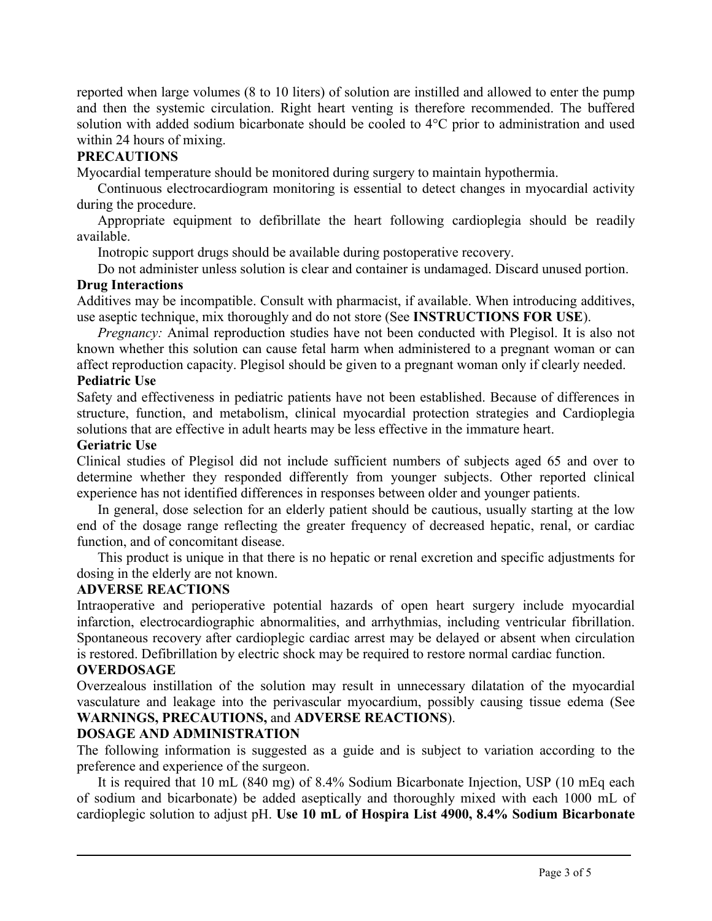reported when large volumes (8 to 10 liters) of solution are instilled and allowed to enter the pump and then the systemic circulation. Right heart venting is therefore recommended. The buffered solution with added sodium bicarbonate should be cooled to 4°C prior to administration and used within 24 hours of mixing.

## PRECAUTIONS

Myocardial temperature should be monitored during surgery to maintain hypothermia.

Continuous electrocardiogram monitoring is essential to detect changes in myocardial activity during the procedure.

Appropriate equipment to defibrillate the heart following cardioplegia should be readily available.

Inotropic support drugs should be available during postoperative recovery.

Do not administer unless solution is clear and container is undamaged. Discard unused portion.

### Drug Interactions

Additives may be incompatible. Consult with pharmacist, if available. When introducing additives, use aseptic technique, mix thoroughly and do not store (See **INSTRUCTIONS FOR USE**).

*Pregnancy:* Animal reproduction studies have not been conducted with Plegisol. It is also not known whether this solution can cause fetal harm when administered to a pregnant woman or can affect reproduction capacity. Plegisol should be given to a pregnant woman only if clearly needed.

### Pediatric Use

Safety and effectiveness in pediatric patients have not been established. Because of differences in structure, function, and metabolism, clinical myocardial protection strategies and Cardioplegia solutions that are effective in adult hearts may be less effective in the immature heart.

### Geriatric Use

Clinical studies of Plegisol did not include sufficient numbers of subjects aged 65 and over to determine whether they responded differently from younger subjects. Other reported clinical experience has not identified differences in responses between older and younger patients.

In general, dose selection for an elderly patient should be cautious, usually starting at the low end of the dosage range reflecting the greater frequency of decreased hepatic, renal, or cardiac function, and of concomitant disease.

This product is unique in that there is no hepatic or renal excretion and specific adjustments for dosing in the elderly are not known.

## ADVERSE REACTIONS

Intraoperative and perioperative potential hazards of open heart surgery include myocardial infarction, electrocardiographic abnormalities, and arrhythmias, including ventricular fibrillation. Spontaneous recovery after cardioplegic cardiac arrest may be delayed or absent when circulation is restored. Defibrillation by electric shock may be required to restore normal cardiac function.

## OVERDOSAGE

Overzealous instillation of the solution may result in unnecessary dilatation of the myocardial vasculature and leakage into the perivascular myocardium, possibly causing tissue edema (See **WARNINGS, PRECAUTIONS,** and **ADVERSE REACTIONS**).

## DOSAGE AND ADMINISTRATION

The following information is suggested as a guide and is subject to variation according to the preference and experience of the surgeon.

It is required that 10 mL (840 mg) of 8.4% Sodium Bicarbonate Injection, USP (10 mEq each of sodium and bicarbonate) be added aseptically and thoroughly mixed with each 1000 mL of cardioplegic solution to adjust pH. **Use 10 mL of Hospira List 4900, 8.4% Sodium Bicarbonate**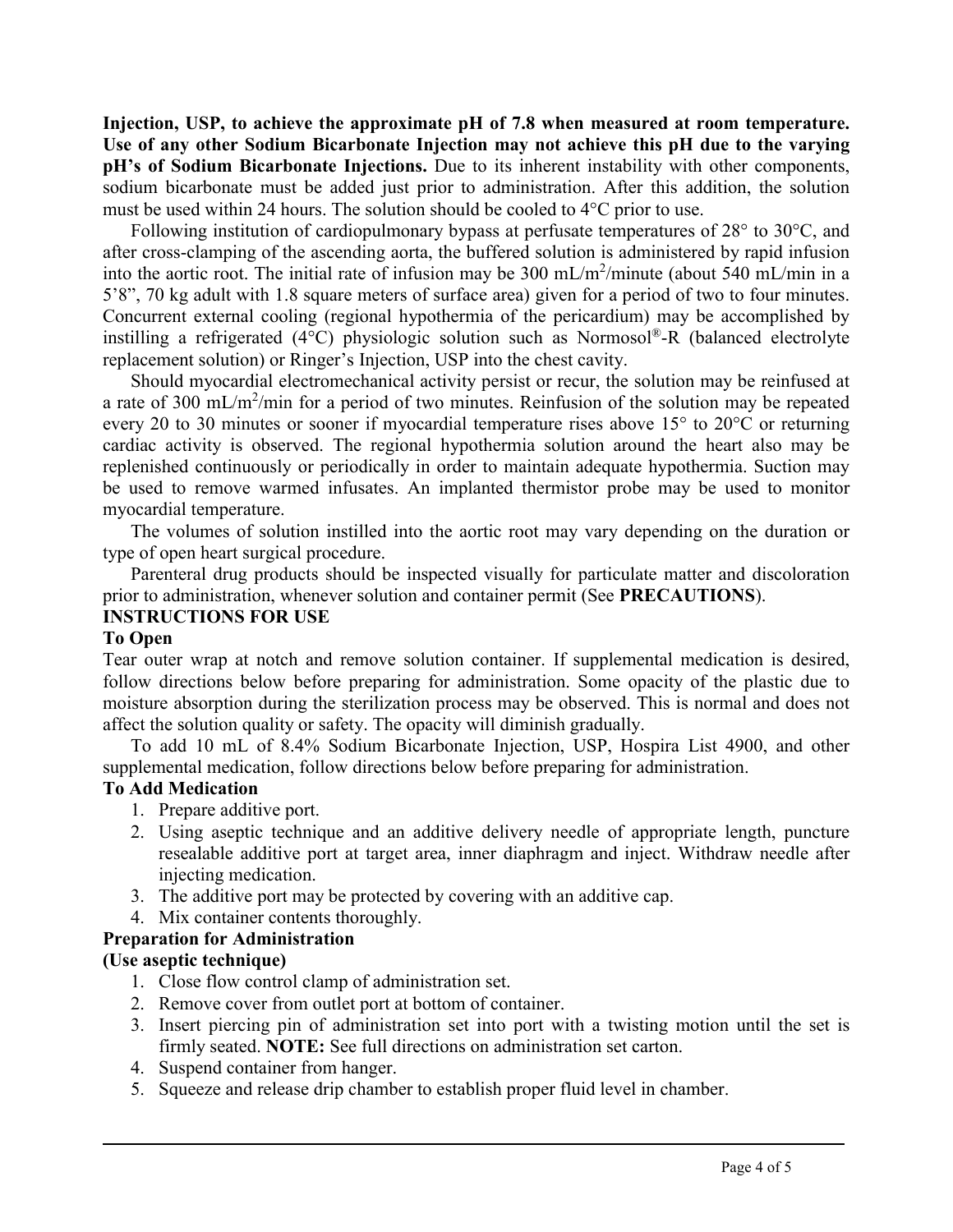**Injection, USP, to achieve the approximate pH of 7.8 when measured at room temperature. Use of any other Sodium Bicarbonate Injection may not achieve this pH due to the varying pH's of Sodium Bicarbonate Injections.** Due to its inherent instability with other components, sodium bicarbonate must be added just prior to administration. After this addition, the solution must be used within 24 hours. The solution should be cooled to 4°C prior to use.

Following institution of cardiopulmonary bypass at perfusate temperatures of 28° to 30°C, and after cross-clamping of the ascending aorta, the buffered solution is administered by rapid infusion into the aortic root. The initial rate of infusion may be 300 $mL/m^2$/minute (about 540 mL/min in a 5'8", 70 kg adult with 1.8 square meters of surface area) given for a period of two to four minutes. Concurrent external cooling (regional hypothermia of the pericardium) may be accomplished by instilling a refrigerated (4°C) physiologic solution such as Normosol®-R (balanced electrolyte replacement solution) or Ringer's Injection, USP into the chest cavity.

Should myocardial electromechanical activity persist or recur, the solution may be reinfused at a rate of 300 $mL/m^2$/min for a period of two minutes. Reinfusion of the solution may be repeated every 20 to 30 minutes or sooner if myocardial temperature rises above 15° to 20°C or returning cardiac activity is observed. The regional hypothermia solution around the heart also may be replenished continuously or periodically in order to maintain adequate hypothermia. Suction may be used to remove warmed infusates. An implanted thermistor probe may be used to monitor myocardial temperature.

The volumes of solution instilled into the aortic root may vary depending on the duration or type of open heart surgical procedure.

Parenteral drug products should be inspected visually for particulate matter and discoloration prior to administration, whenever solution and container permit (See **PRECAUTIONS**).

## INSTRUCTIONS FOR USE

### To Open

Tear outer wrap at notch and remove solution container. If supplemental medication is desired, follow directions below before preparing for administration. Some opacity of the plastic due to moisture absorption during the sterilization process may be observed. This is normal and does not affect the solution quality or safety. The opacity will diminish gradually.

To add 10 mL of 8.4% Sodium Bicarbonate Injection, USP, Hospira List 4900, and other supplemental medication, follow directions below before preparing for administration.

### To Add Medication

1. Prepare additive port.
2. Using aseptic technique and an additive delivery needle of appropriate length, puncture resealable additive port at target area, inner diaphragm and inject. Withdraw needle after injecting medication.
3. The additive port may be protected by covering with an additive cap.
4. Mix container contents thoroughly.

### Preparation for Administration

**(Use aseptic technique)**

1. Close flow control clamp of administration set.
2. Remove cover from outlet port at bottom of container.
3. Insert piercing pin of administration set into port with a twisting motion until the set is firmly seated. **NOTE:** See full directions on administration set carton.
4. Suspend container from hanger.
5. Squeeze and release drip chamber to establish proper fluid level in chamber.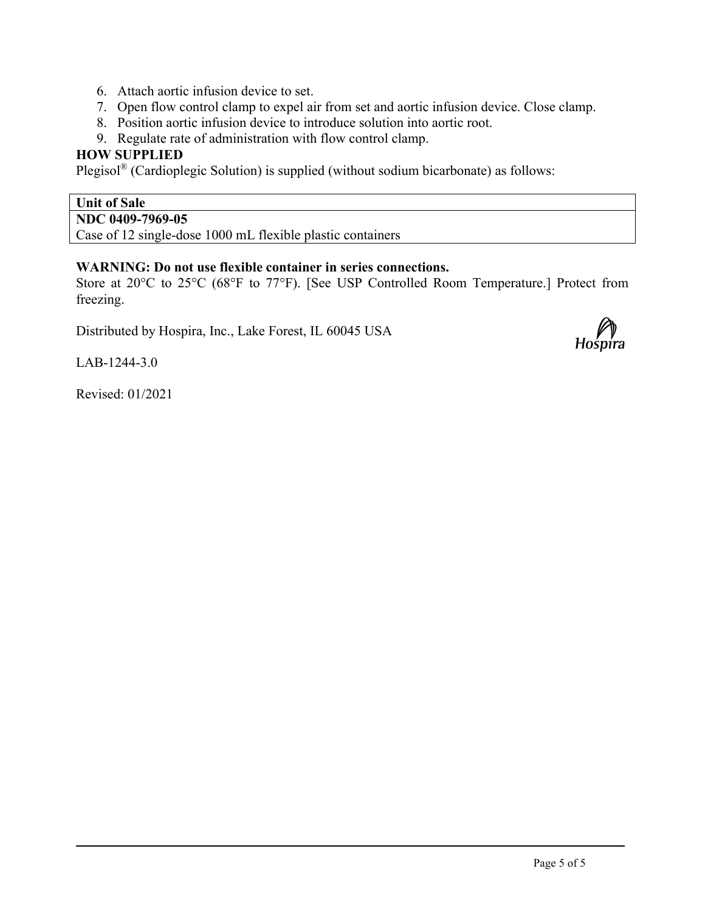6. Attach aortic infusion device to set.
7. Open flow control clamp to expel air from set and aortic infusion device. Close clamp.
8. Position aortic infusion device to introduce solution into aortic root.
9. Regulate rate of administration with flow control clamp.

## HOW SUPPLIED

Plegisol® (Cardioplegic Solution) is supplied (without sodium bicarbonate) as follows:

| Unit of Sale |
|---|
| **NDC 0409-7969-05** |
| Case of 12 single-dose 1000 mL flexible plastic containers |

**WARNING: Do not use flexible container in series connections.**

Store at 20°C to 25°C (68°F to 77°F). [See USP Controlled Room Temperature.] Protect from freezing.

Distributed by Hospira, Inc., Lake Forest, IL 60045 USA

Hospira

LAB-1244-3.0

Revised: 01/2021